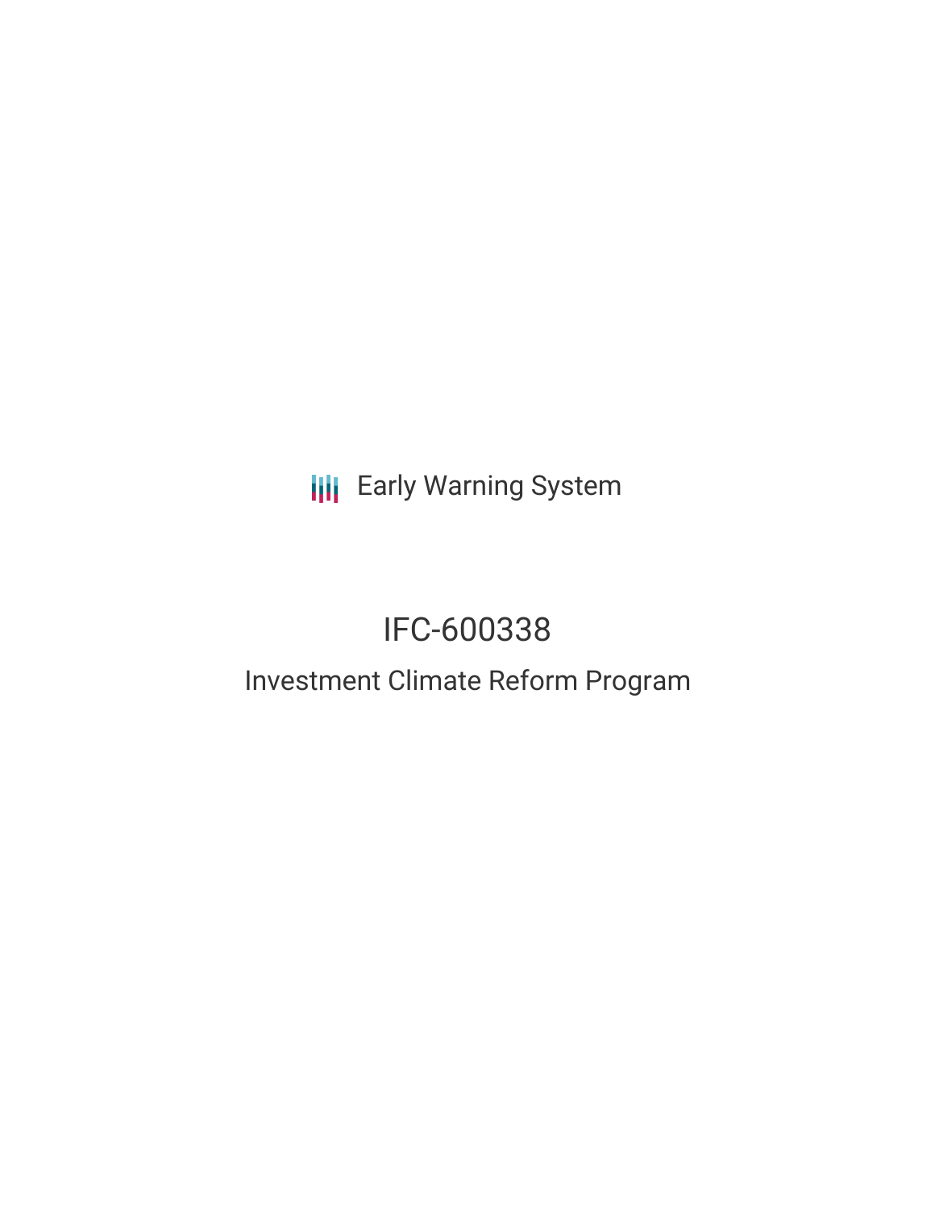Early Warning System

# IFC-600338

## Investment Climate Reform Program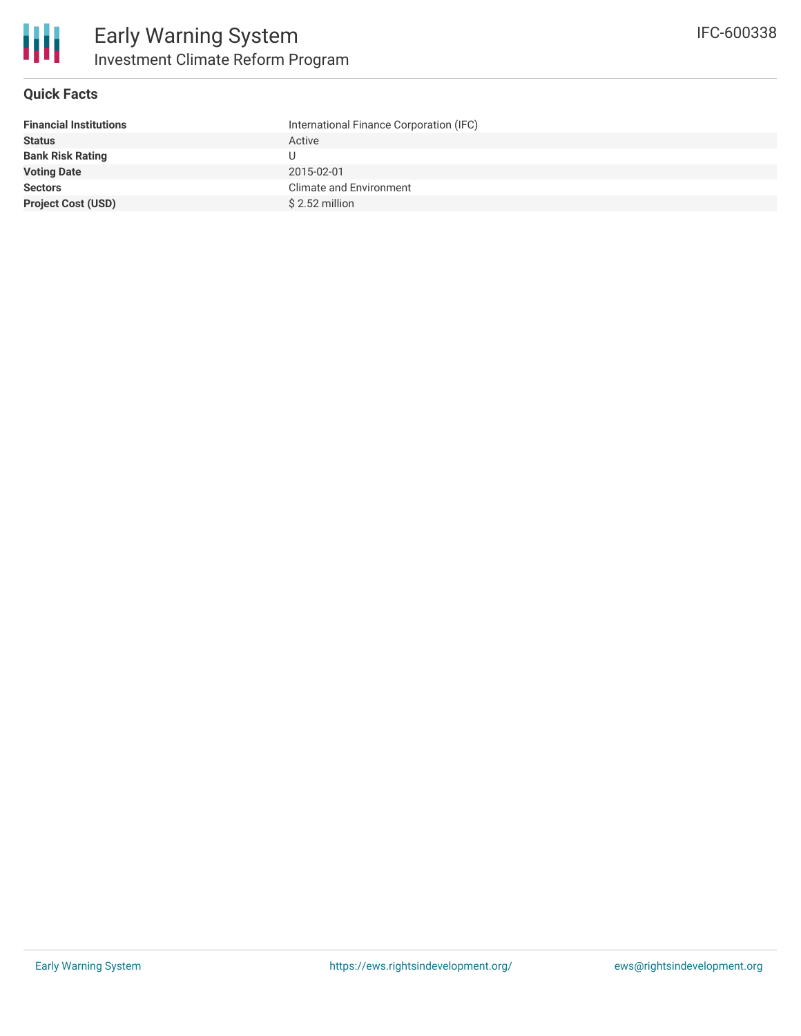# Early Warning System

## Investment Climate Reform Program

IFC-600338

### Quick Facts

| | |
|---|---|
| **Financial Institutions** | International Finance Corporation (IFC) |
| **Status** | Active |
| **Bank Risk Rating** | U |
| **Voting Date** | 2015-02-01 |
| **Sectors** | Climate and Environment |
| **Project Cost (USD)** | $ 2.52 million |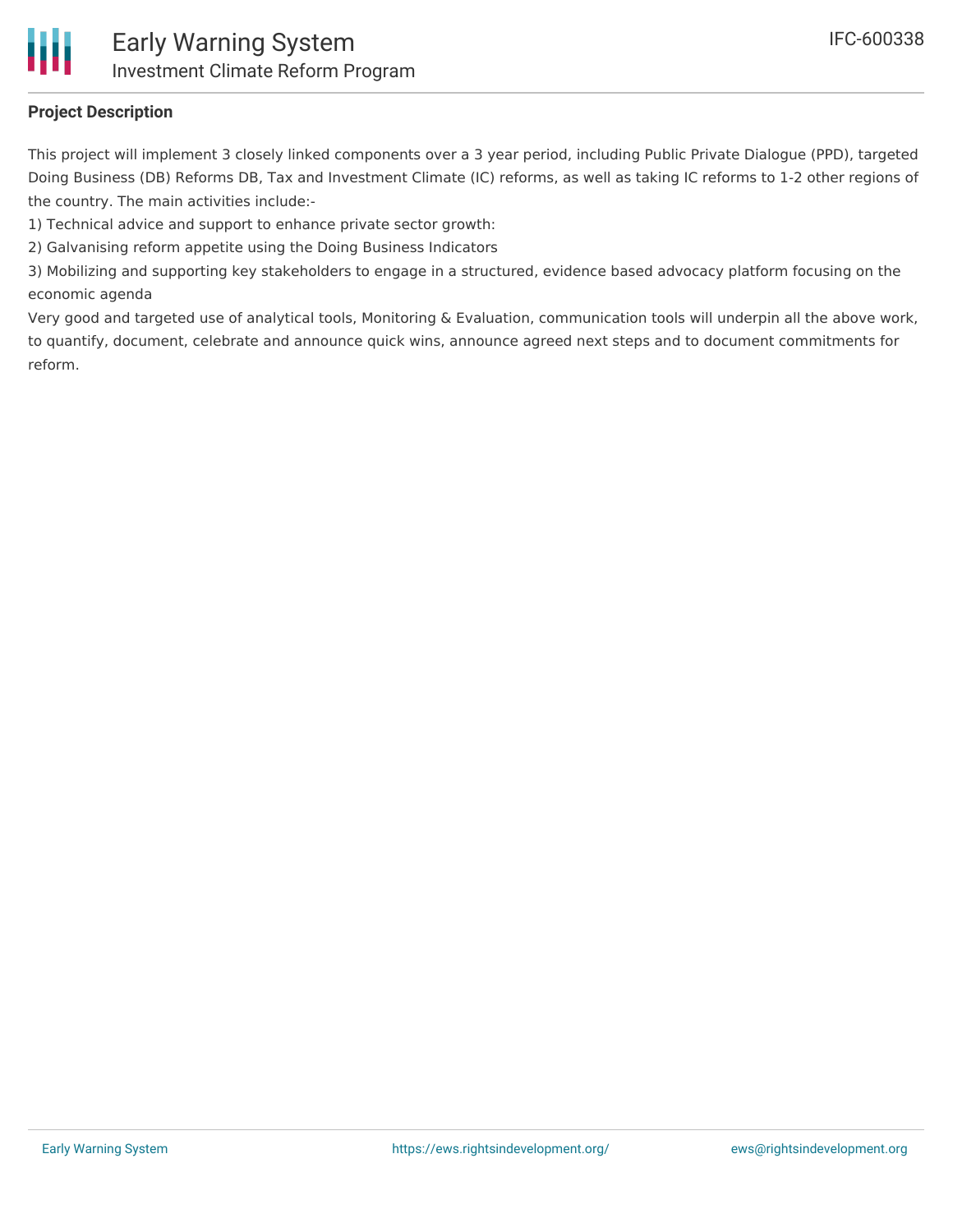**Project Description**

This project will implement 3 closely linked components over a 3 year period, including Public Private Dialogue (PPD), targeted Doing Business (DB) Reforms DB, Tax and Investment Climate (IC) reforms, as well as taking IC reforms to 1-2 other regions of the country. The main activities include:-

1) Technical advice and support to enhance private sector growth:

2) Galvanising reform appetite using the Doing Business Indicators

3) Mobilizing and supporting key stakeholders to engage in a structured, evidence based advocacy platform focusing on the economic agenda

Very good and targeted use of analytical tools, Monitoring & Evaluation, communication tools will underpin all the above work, to quantify, document, celebrate and announce quick wins, announce agreed next steps and to document commitments for reform.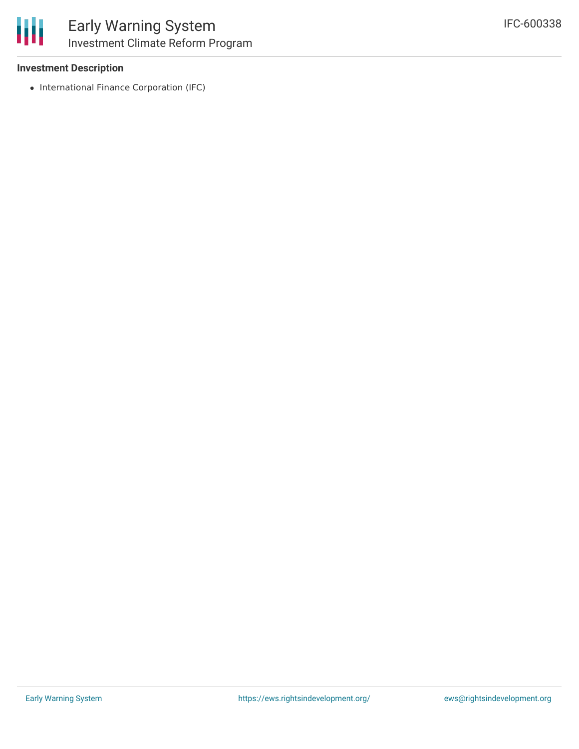### Investment Description

- International Finance Corporation (IFC)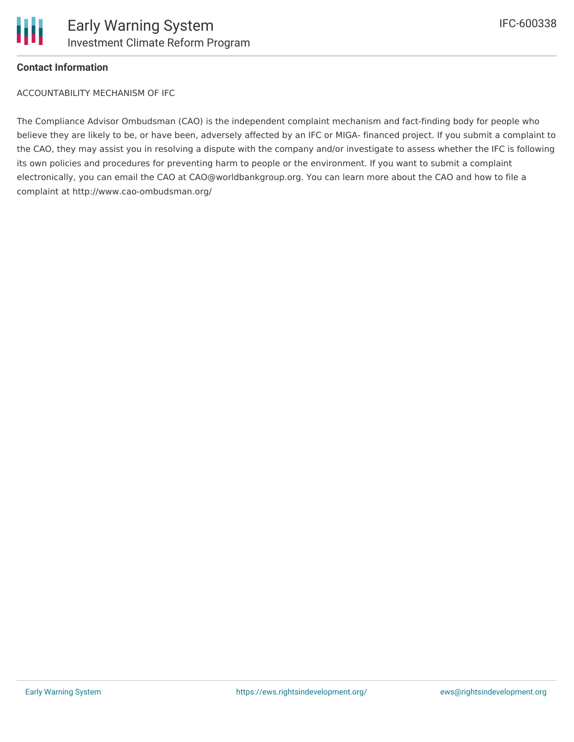## Contact Information

ACCOUNTABILITY MECHANISM OF IFC

The Compliance Advisor Ombudsman (CAO) is the independent complaint mechanism and fact-finding body for people who believe they are likely to be, or have been, adversely affected by an IFC or MIGA- financed project. If you submit a complaint to the CAO, they may assist you in resolving a dispute with the company and/or investigate to assess whether the IFC is following its own policies and procedures for preventing harm to people or the environment. If you want to submit a complaint electronically, you can email the CAO at CAO@worldbankgroup.org. You can learn more about the CAO and how to file a complaint at http://www.cao-ombudsman.org/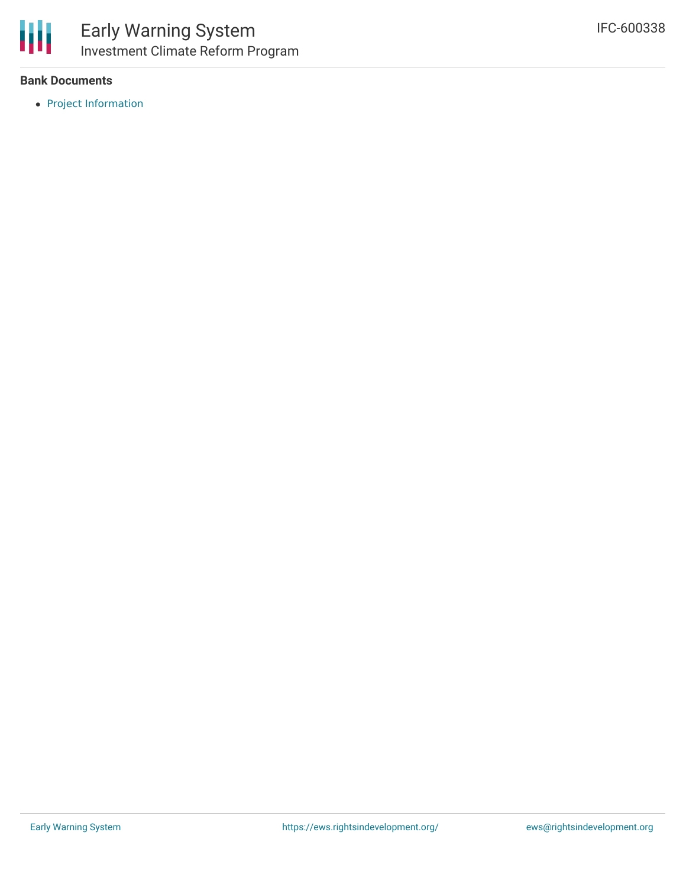**Bank Documents**

- Project Information